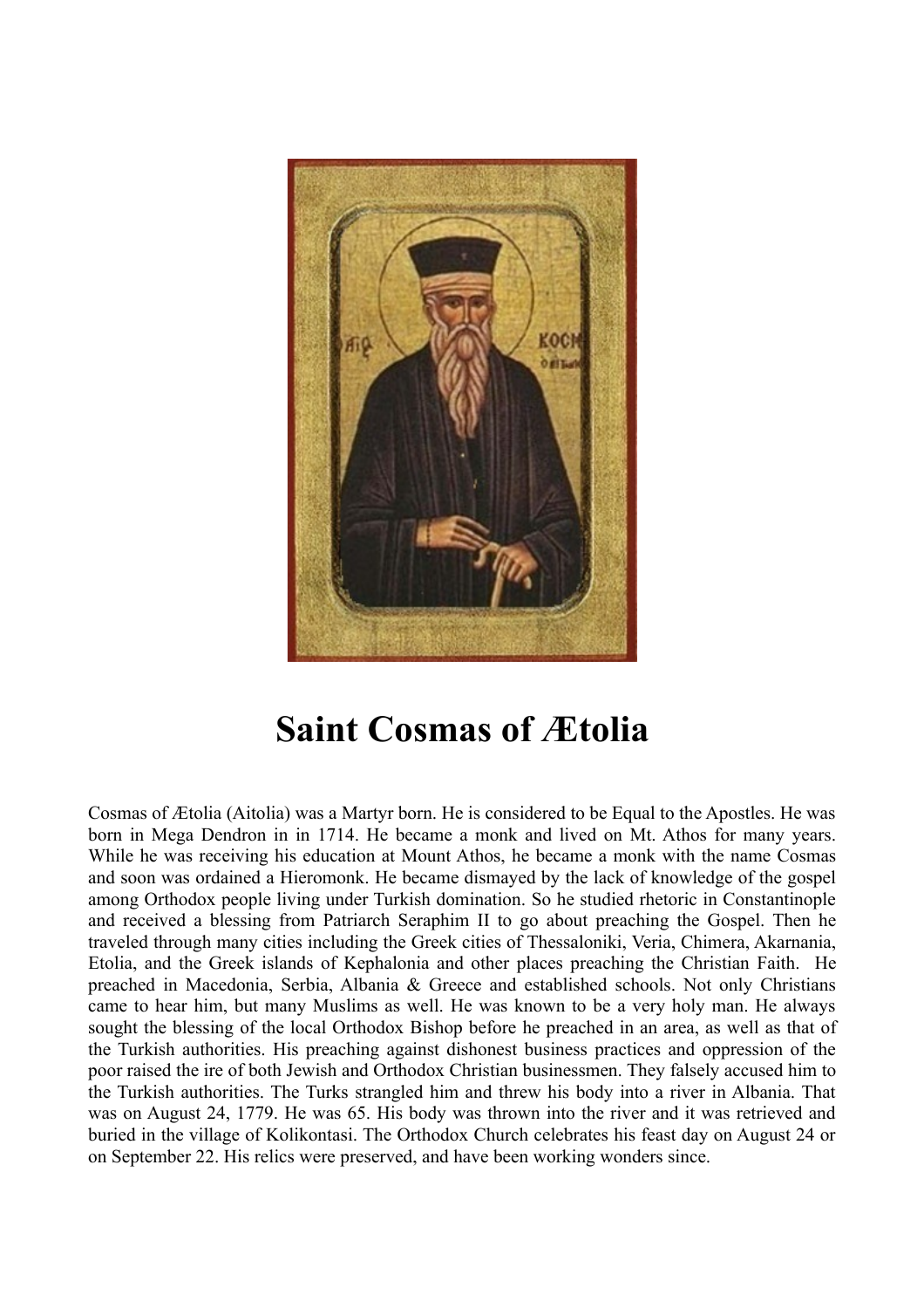# Saint Cosmas of Ætolia

Cosmas of Ætolia (Aitolia) was a Martyr born. He is considered to be Equal to the Apostles. He was born in Mega Dendron in in 1714. He became a monk and lived on Mt. Athos for many years. While he was receiving his education at Mount Athos, he became a monk with the name Cosmas and soon was ordained a Hieromonk. He became dismayed by the lack of knowledge of the gospel among Orthodox people living under Turkish domination. So he studied rhetoric in Constantinople and received a blessing from Patriarch Seraphim II to go about preaching the Gospel. Then he traveled through many cities including the Greek cities of Thessaloniki, Veria, Chimera, Akarnania, Etolia, and the Greek islands of Kephalonia and other places preaching the Christian Faith. He preached in Macedonia, Serbia, Albania & Greece and established schools. Not only Christians came to hear him, but many Muslims as well. He was known to be a very holy man. He always sought the blessing of the local Orthodox Bishop before he preached in an area, as well as that of the Turkish authorities. His preaching against dishonest business practices and oppression of the poor raised the ire of both Jewish and Orthodox Christian businessmen. They falsely accused him to the Turkish authorities. The Turks strangled him and threw his body into a river in Albania. That was on August 24, 1779. He was 65. His body was thrown into the river and it was retrieved and buried in the village of Kolikontasi. The Orthodox Church celebrates his feast day on August 24 or on September 22. His relics were preserved, and have been working wonders since.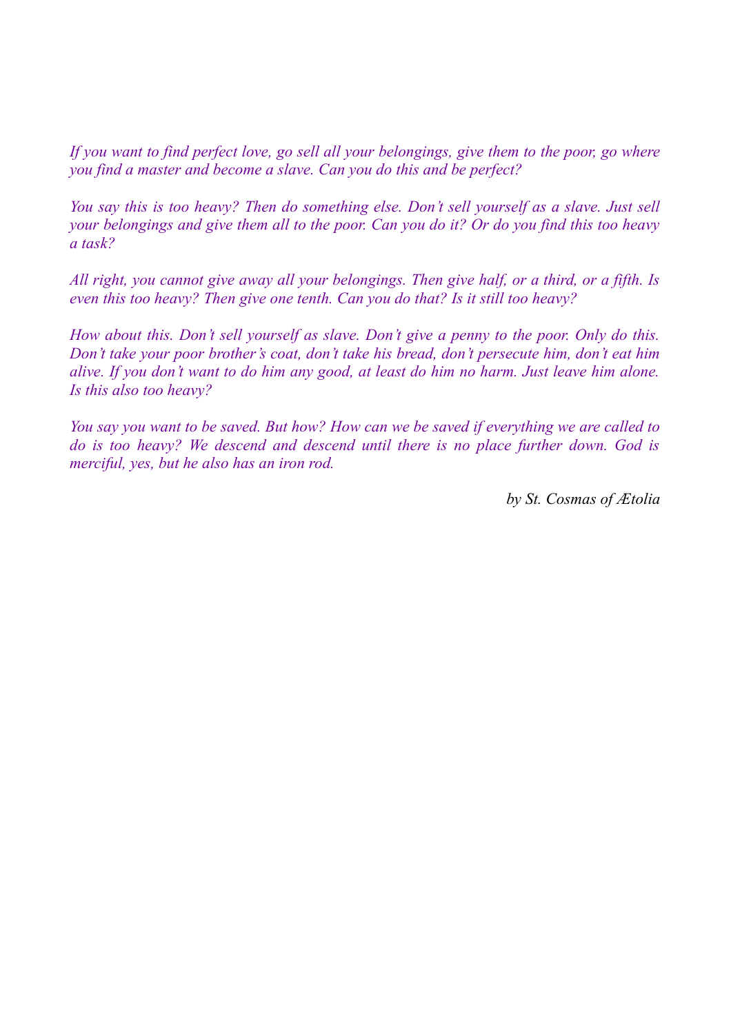*If you want to find perfect love, go sell all your belongings, give them to the poor, go where you find a master and become a slave. Can you do this and be perfect?*

*You say this is too heavy? Then do something else. Don't sell yourself as a slave. Just sell your belongings and give them all to the poor. Can you do it? Or do you find this too heavy a task?*

*All right, you cannot give away all your belongings. Then give half, or a third, or a fifth. Is even this too heavy? Then give one tenth. Can you do that? Is it still too heavy?*

*How about this. Don't sell yourself as slave. Don't give a penny to the poor. Only do this. Don't take your poor brother's coat, don't take his bread, don't persecute him, don't eat him alive. If you don't want to do him any good, at least do him no harm. Just leave him alone. Is this also too heavy?*

*You say you want to be saved. But how? How can we be saved if everything we are called to do is too heavy? We descend and descend until there is no place further down. God is merciful, yes, but he also has an iron rod.*

*by St. Cosmas of Ætolia*